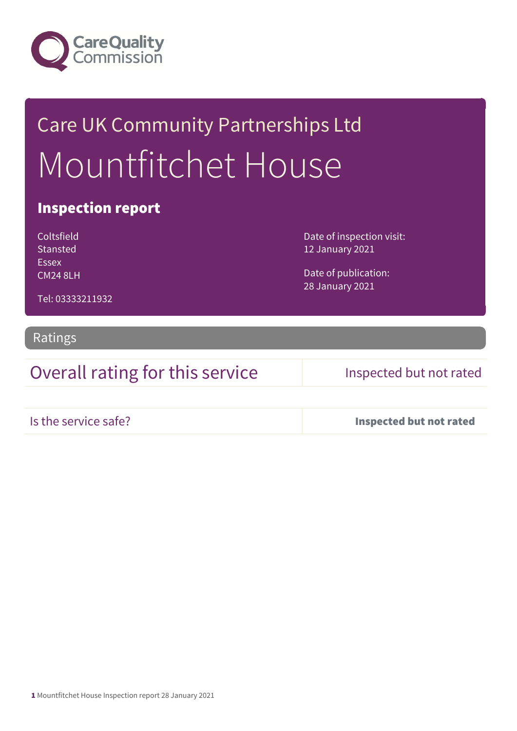Care Quality Commission

# Care UK Community Partnerships Ltd

# Mountfitchet House

## Inspection report

Coltsfield
Stansted
Essex
CM24 8LH

Tel: 03333211932

Date of inspection visit:
12 January 2021

Date of publication:
28 January 2021

## Ratings

| Overall rating for this service | Inspected but not rated |
|---|---|
| Is the service safe? | **Inspected but not rated** |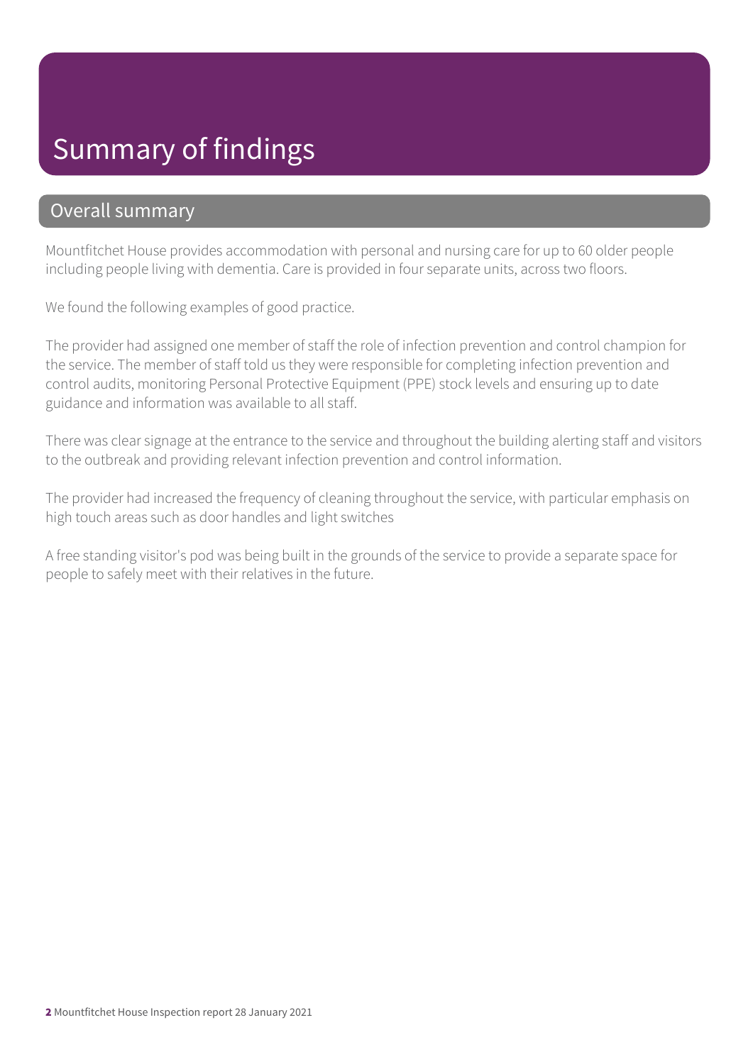# Summary of findings

## Overall summary

Mountfitchet House provides accommodation with personal and nursing care for up to 60 older people including people living with dementia. Care is provided in four separate units, across two floors.

We found the following examples of good practice.

The provider had assigned one member of staff the role of infection prevention and control champion for the service. The member of staff told us they were responsible for completing infection prevention and control audits, monitoring Personal Protective Equipment (PPE) stock levels and ensuring up to date guidance and information was available to all staff.

There was clear signage at the entrance to the service and throughout the building alerting staff and visitors to the outbreak and providing relevant infection prevention and control information.

The provider had increased the frequency of cleaning throughout the service, with particular emphasis on high touch areas such as door handles and light switches

A free standing visitor's pod was being built in the grounds of the service to provide a separate space for people to safely meet with their relatives in the future.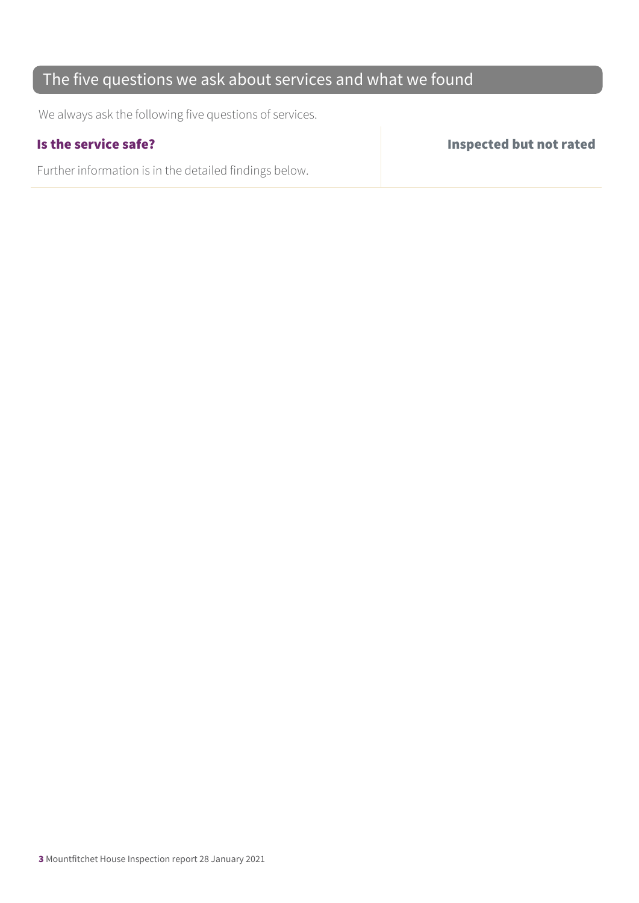## The five questions we ask about services and what we found

We always ask the following five questions of services.

| **Is the service safe?** | **Inspected but not rated** |
| --- | --- |
| Further information is in the detailed findings below. | |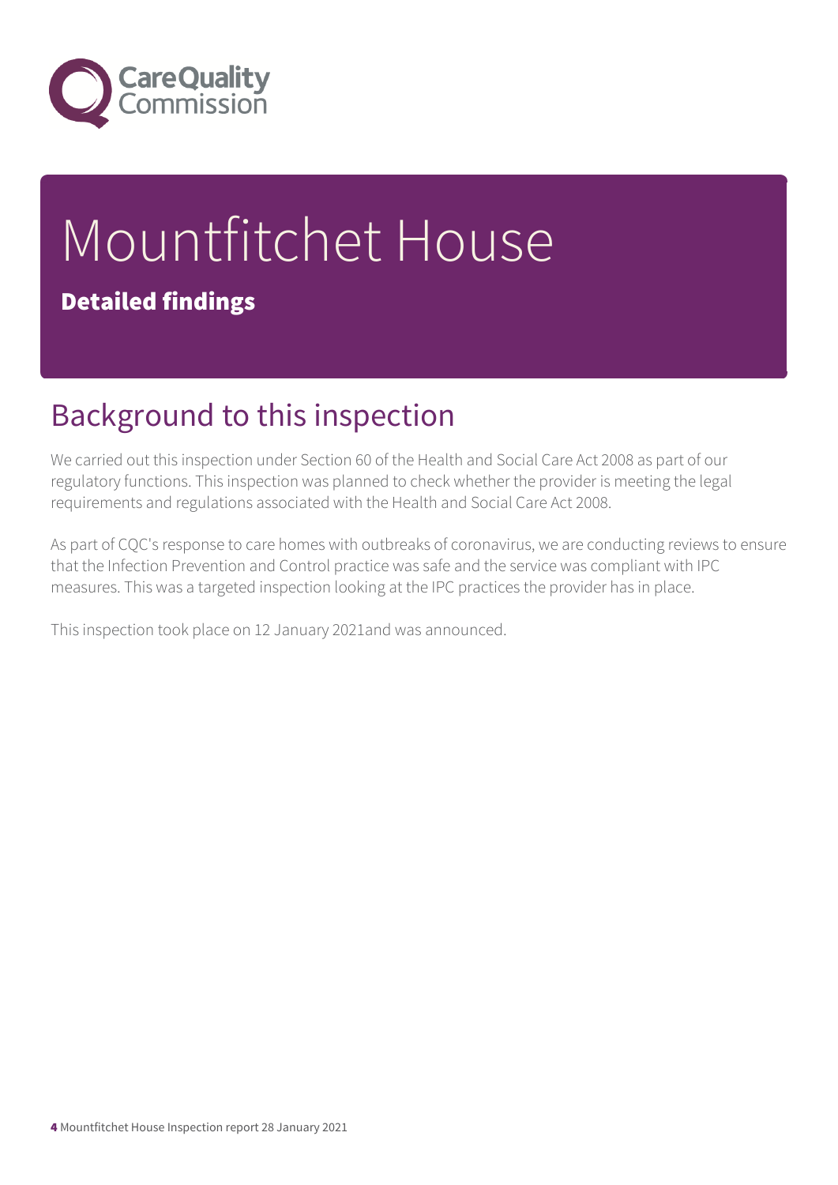# Mountfitchet House

**Detailed findings**

## Background to this inspection

We carried out this inspection under Section 60 of the Health and Social Care Act 2008 as part of our regulatory functions. This inspection was planned to check whether the provider is meeting the legal requirements and regulations associated with the Health and Social Care Act 2008.

As part of CQC's response to care homes with outbreaks of coronavirus, we are conducting reviews to ensure that the Infection Prevention and Control practice was safe and the service was compliant with IPC measures. This was a targeted inspection looking at the IPC practices the provider has in place.

This inspection took place on 12 January 2021and was announced.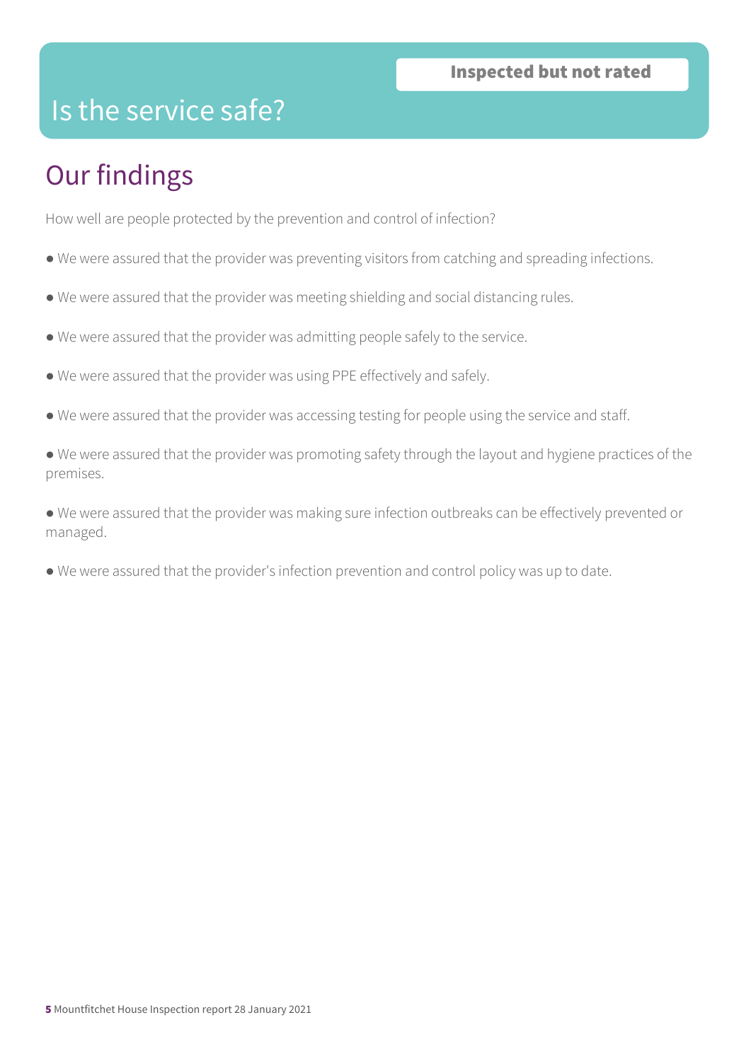# Is the service safe?

**Inspected but not rated**

## Our findings

How well are people protected by the prevention and control of infection?

- We were assured that the provider was preventing visitors from catching and spreading infections.
- We were assured that the provider was meeting shielding and social distancing rules.
- We were assured that the provider was admitting people safely to the service.
- We were assured that the provider was using PPE effectively and safely.
- We were assured that the provider was accessing testing for people using the service and staff.
- We were assured that the provider was promoting safety through the layout and hygiene practices of the premises.
- We were assured that the provider was making sure infection outbreaks can be effectively prevented or managed.
- We were assured that the provider's infection prevention and control policy was up to date.